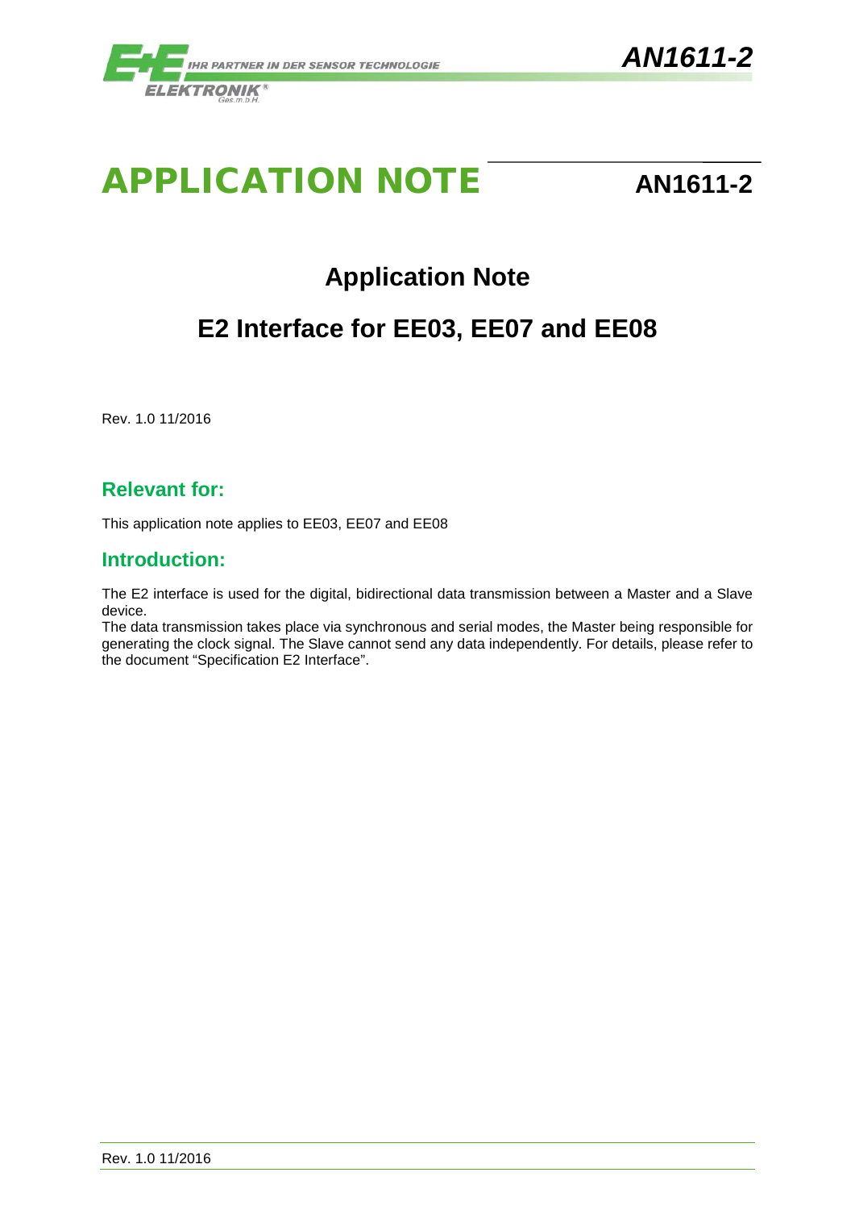# APPLICATION NOTE

**AN1611-2**

## Application Note

## E2 Interface for EE03, EE07 and EE08

Rev. 1.0 11/2016

### Relevant for:

This application note applies to EE03, EE07 and EE08

### Introduction:

The E2 interface is used for the digital, bidirectional data transmission between a Master and a Slave device.
The data transmission takes place via synchronous and serial modes, the Master being responsible for generating the clock signal. The Slave cannot send any data independently. For details, please refer to the document "Specification E2 Interface".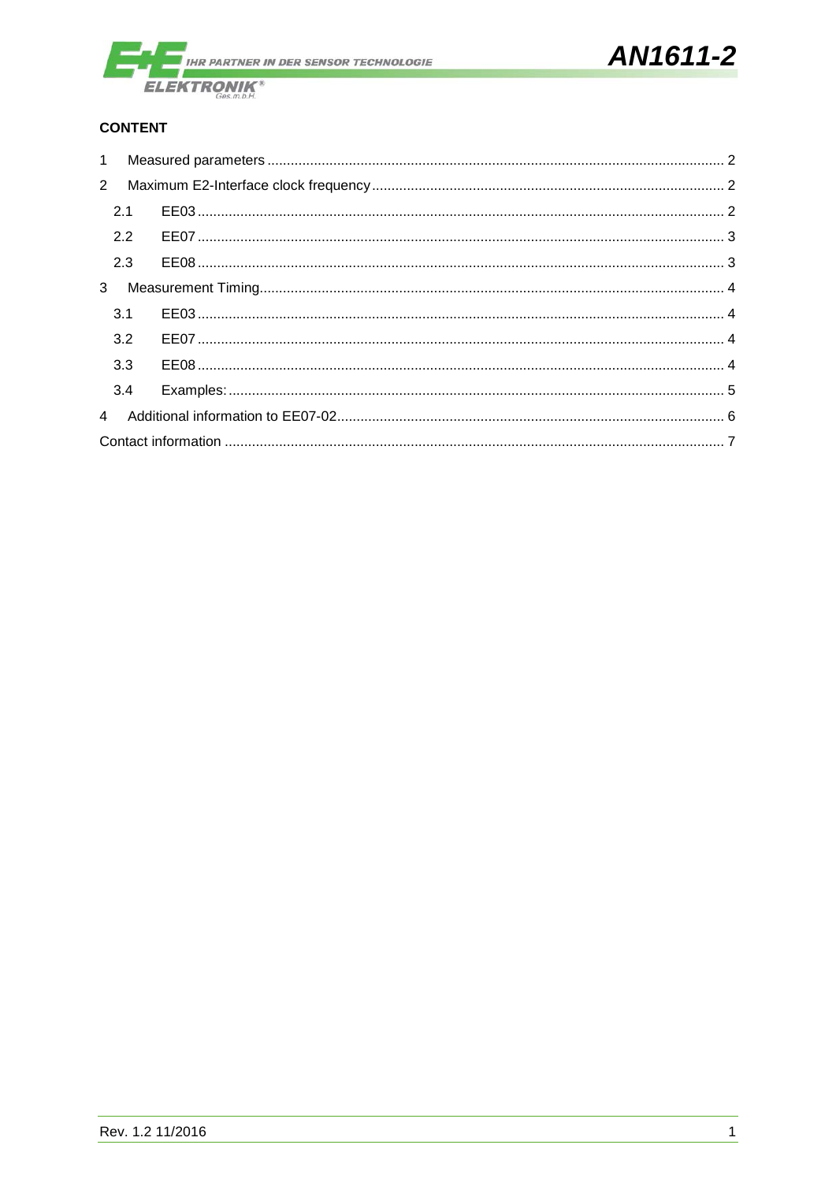## CONTENT

1 Measured parameters ..... 2
2 Maximum E2-Interface clock frequency ..... 2
  2.1 EE03 ..... 2
  2.2 EE07 ..... 3
  2.3 EE08 ..... 3
3 Measurement Timing ..... 4
  3.1 EE03 ..... 4
  3.2 EE07 ..... 4
  3.3 EE08 ..... 4
  3.4 Examples: ..... 5
4 Additional information to EE07-02 ..... 6
Contact information ..... 7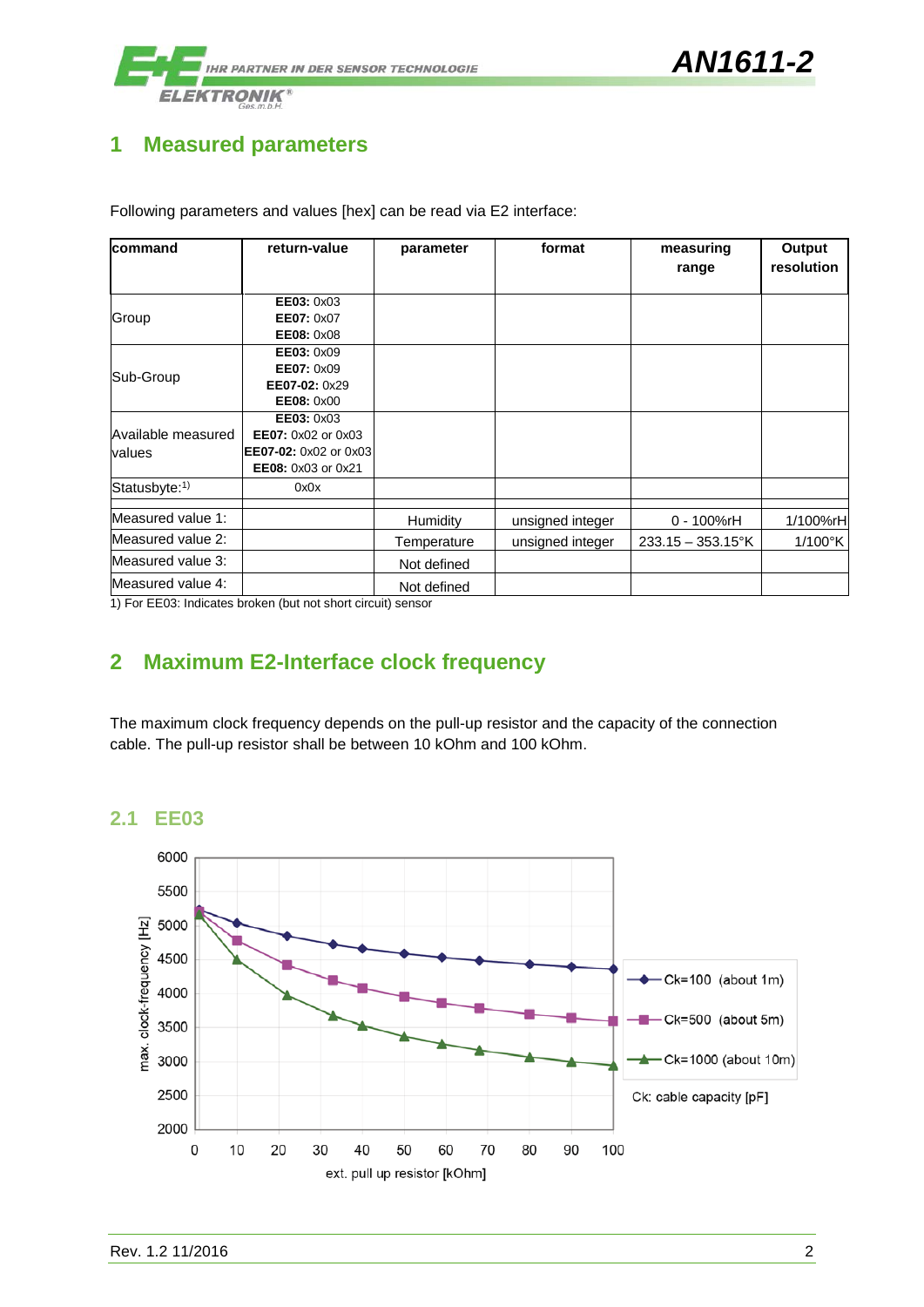# 1 Measured parameters

Following parameters and values [hex] can be read via E2 interface:

| command | return-value | parameter | format | measuring range | Output resolution |
|---|---|---|---|---|---|
| Group | **EE03:** 0x03<br>**EE07:** 0x07<br>**EE08:** 0x08 | | | | |
| Sub-Group | **EE03:** 0x09<br>**EE07:** 0x09<br>**EE07-02:** 0x29<br>**EE08:** 0x00 | | | | |
| Available measured values | **EE03:** 0x03<br>**EE07:** 0x02 or 0x03<br>**EE07-02:** 0x02 or 0x03<br>**EE08:** 0x03 or 0x21 | | | | |
| Statusbyte:[1)] | 0x0x | | | | |
| | | | | | |
| Measured value 1: | | Humidity | unsigned integer | 0 - 100%rH | 1/100%rH |
| Measured value 2: | | Temperature | unsigned integer | 233.15 – 353.15°K | 1/100°K |
| Measured value 3: | | Not defined | | | |
| Measured value 4: | | Not defined | | | |

1) For EE03: Indicates broken (but not short circuit) sensor

# 2 Maximum E2-Interface clock frequency

The maximum clock frequency depends on the pull-up resistor and the capacity of the connection cable. The pull-up resistor shall be between 10 kOhm and 100 kOhm.

## 2.1 EE03

max. clock-frequency [Hz]
6000
5500
5000
4500
4000
3500
3000
2500
2000
0 10 20 30 40 50 60 70 80 90 100
ext. pull up resistor [kOhm]

Ck=100 (about 1m)
Ck=500 (about 5m)
Ck=1000 (about 10m)
Ck: cable capacity [pF]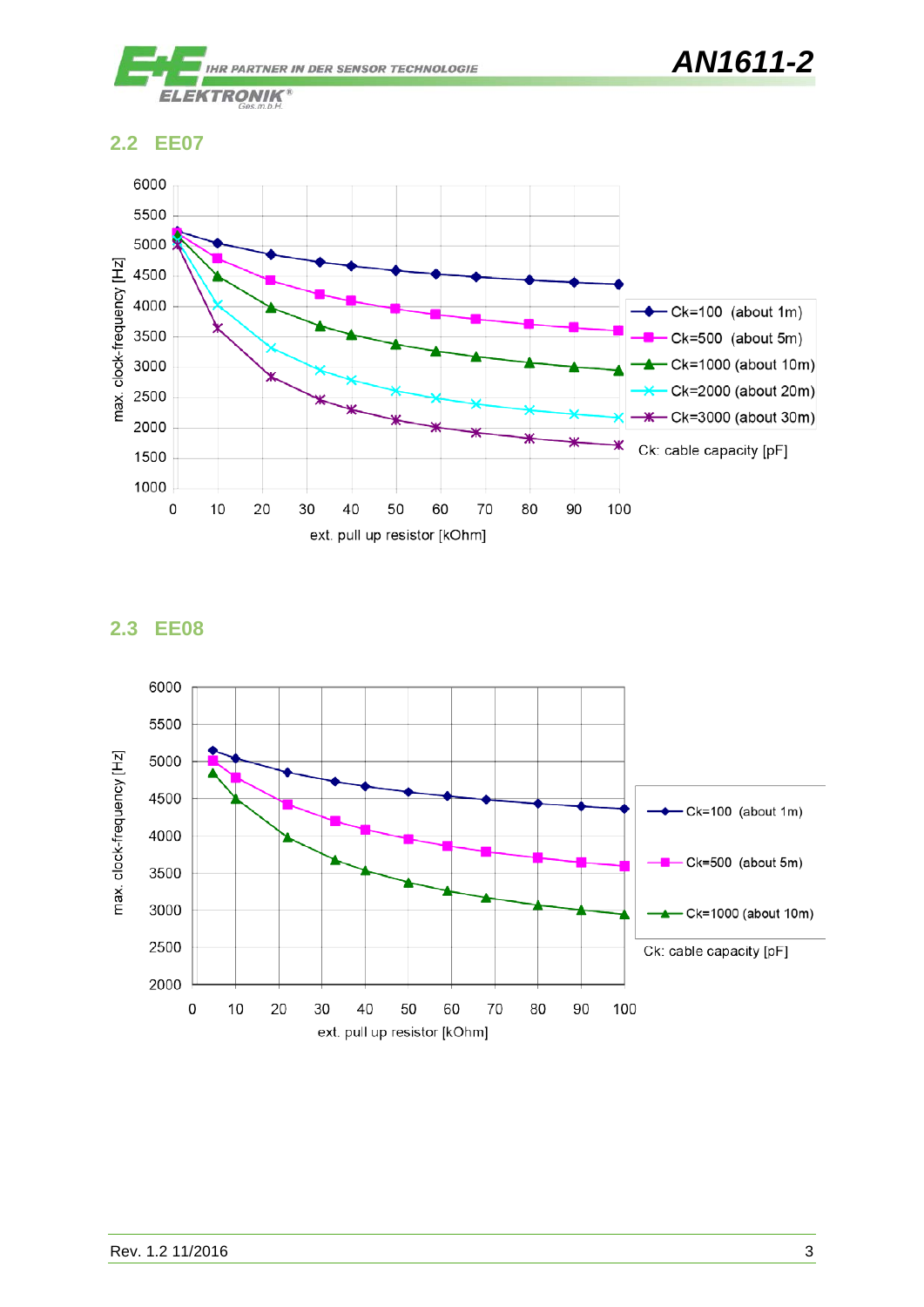## 2.2 EE07

max. clock-frequency [Hz]

6000
5500
5000
4500
4000
3500
3000
2500
2000
1500
1000

0 10 20 30 40 50 60 70 80 90 100

ext. pull up resistor [kOhm]

Ck=100 (about 1m)
Ck=500 (about 5m)
Ck=1000 (about 10m)
Ck=2000 (about 20m)
Ck=3000 (about 30m)

Ck: cable capacity [pF]

## 2.3 EE08

max. clock-frequency [Hz]

6000
5500
5000
4500
4000
3500
3000
2500
2000

0 10 20 30 40 50 60 70 80 90 100

ext. pull up resistor [kOhm]

Ck=100 (about 1m)
Ck=500 (about 5m)
Ck=1000 (about 10m)

Ck: cable capacity [pF]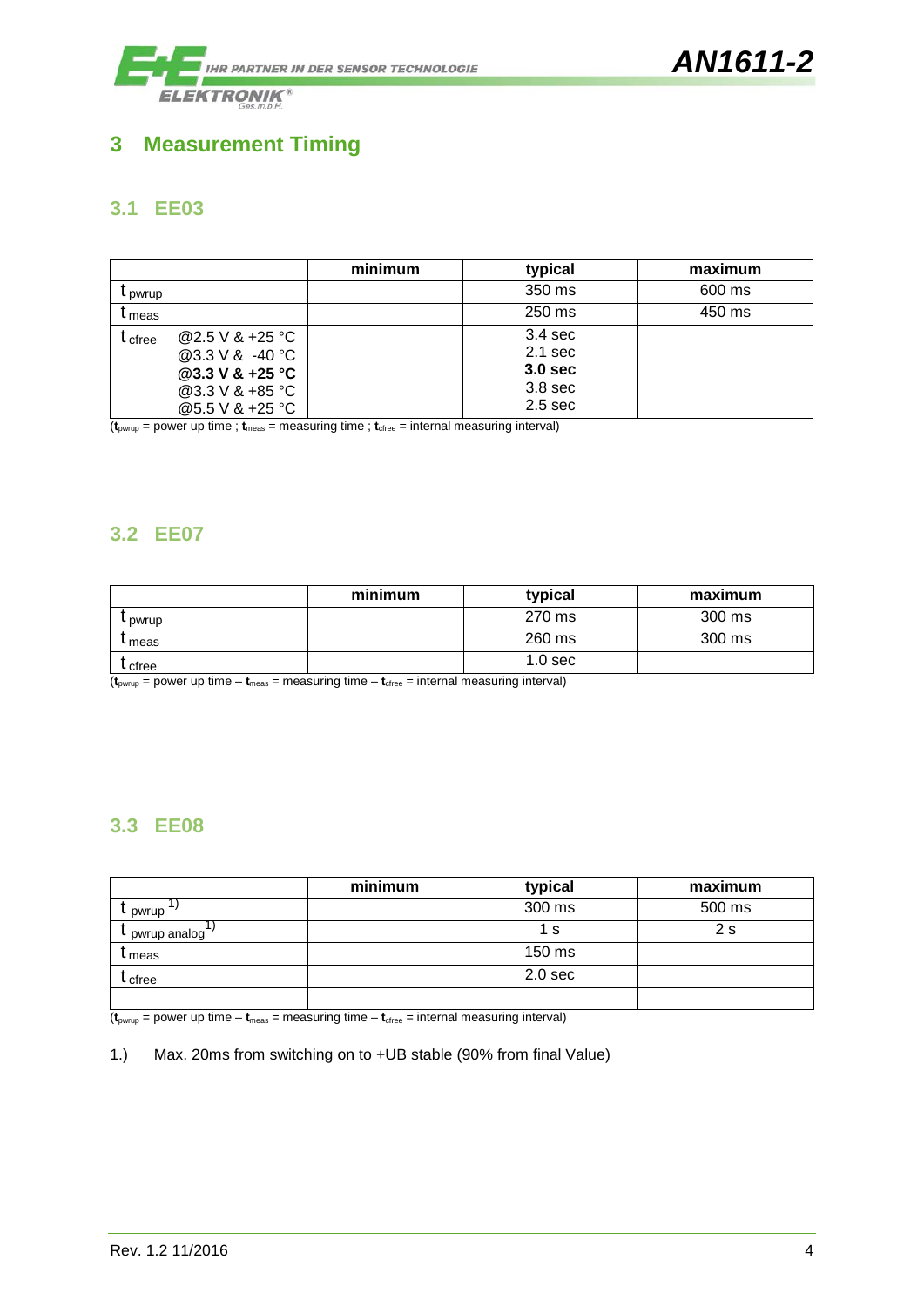# 3 Measurement Timing

## 3.1 EE03

| | minimum | typical | maximum |
|---|---|---|---|
| $t_{pwrup}$ | | 350 ms | 600 ms |
| $t_{meas}$ | | 250 ms | 450 ms |
| $t_{cfree}$ @2.5 V & +25 °C | | 3.4 sec | |
| @3.3 V & -40 °C | | 2.1 sec | |
| **@3.3 V & +25 °C** | | **3.0 sec** | |
| @3.3 V & +85 °C | | 3.8 sec | |
| @5.5 V & +25 °C | | 2.5 sec | |

(**$t_{pwrup}$** = power up time ; **$t_{meas}$** = measuring time ; **$t_{cfree}$** = internal measuring interval)

## 3.2 EE07

| | minimum | typical | maximum |
|---|---|---|---|
| $t_{pwrup}$ | | 270 ms | 300 ms |
| $t_{meas}$ | | 260 ms | 300 ms |
| $t_{cfree}$ | | 1.0 sec | |

(**$t_{pwrup}$** = power up time – **$t_{meas}$** = measuring time – **$t_{cfree}$** = internal measuring interval)

## 3.3 EE08

| | minimum | typical | maximum |
|---|---|---|---|
| $t_{pwrup}$ [1)] | | 300 ms | 500 ms |
| $t_{pwrup\ analog}$ [1)] | | 1 s | 2 s |
| $t_{meas}$ | | 150 ms | |
| $t_{cfree}$ | | 2.0 sec | |
| | | | |

(**$t_{pwrup}$** = power up time – **$t_{meas}$** = measuring time – **$t_{cfree}$** = internal measuring interval)

1.) Max. 20ms from switching on to +UB stable (90% from final Value)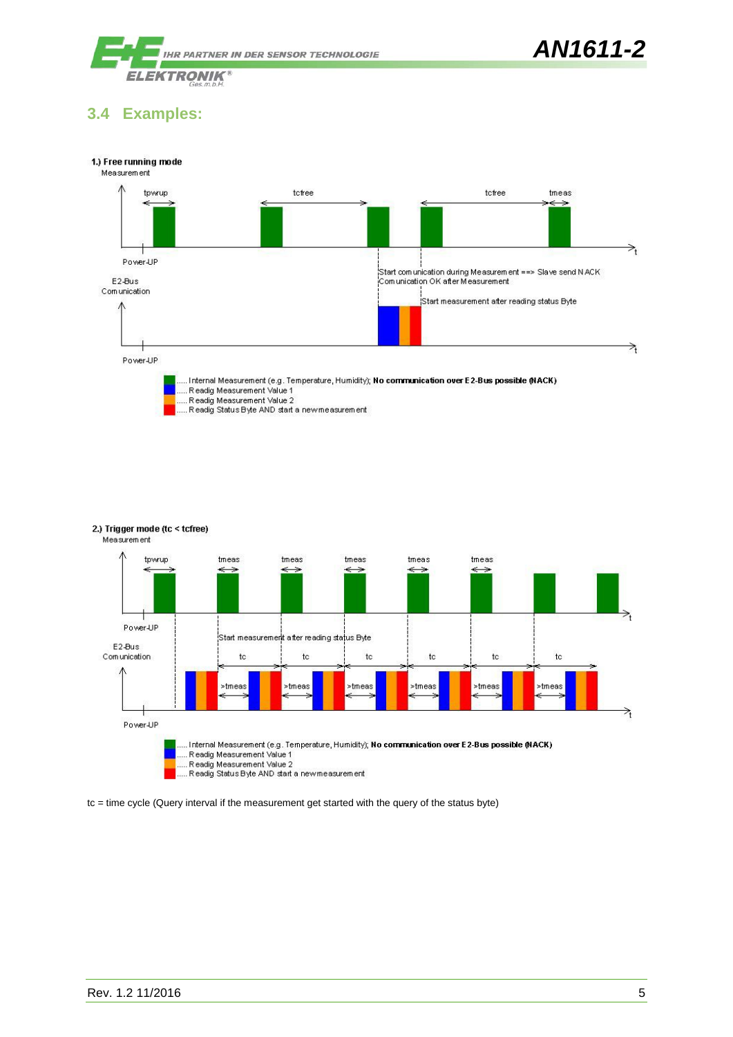## 3.4 Examples:

**1.) Free running mode**

Measurement

tpwrup

tcfree

tcfree

tmeas

t

Power-UP

Start comunication during Measurement ==> Slave send NACK

Comunication OK after Measurement

E2-Bus
Comunication

Start measurement after reading status Byte

t

Power-UP

..... Internal Measurement (e.g. Temperature, Humidity); **No communication over E2-Bus possible (NACK)**
..... Readig Measurement Value 1
..... Readig Measurement Value 2
..... Readig Status Byte AND start a new measurement

**2.) Trigger mode (tc < tcfree)**

Measurement

tpwrup

tmeas

tmeas

tmeas

tmeas

tmeas

t

Power-UP

Start measurement after reading status Byte

E2-Bus
Comunication

tc

tc

tc

tc

tc

tc

>tmeas

>tmeas

>tmeas

>tmeas

>tmeas

>tmeas

t

Power-UP

..... Internal Measurement (e.g. Temperature, Humidity); **No communication over E2-Bus possible (NACK)**
..... Readig Measurement Value 1
..... Readig Measurement Value 2
..... Readig Status Byte AND start a new measurement

tc = time cycle (Query interval if the measurement get started with the query of the status byte)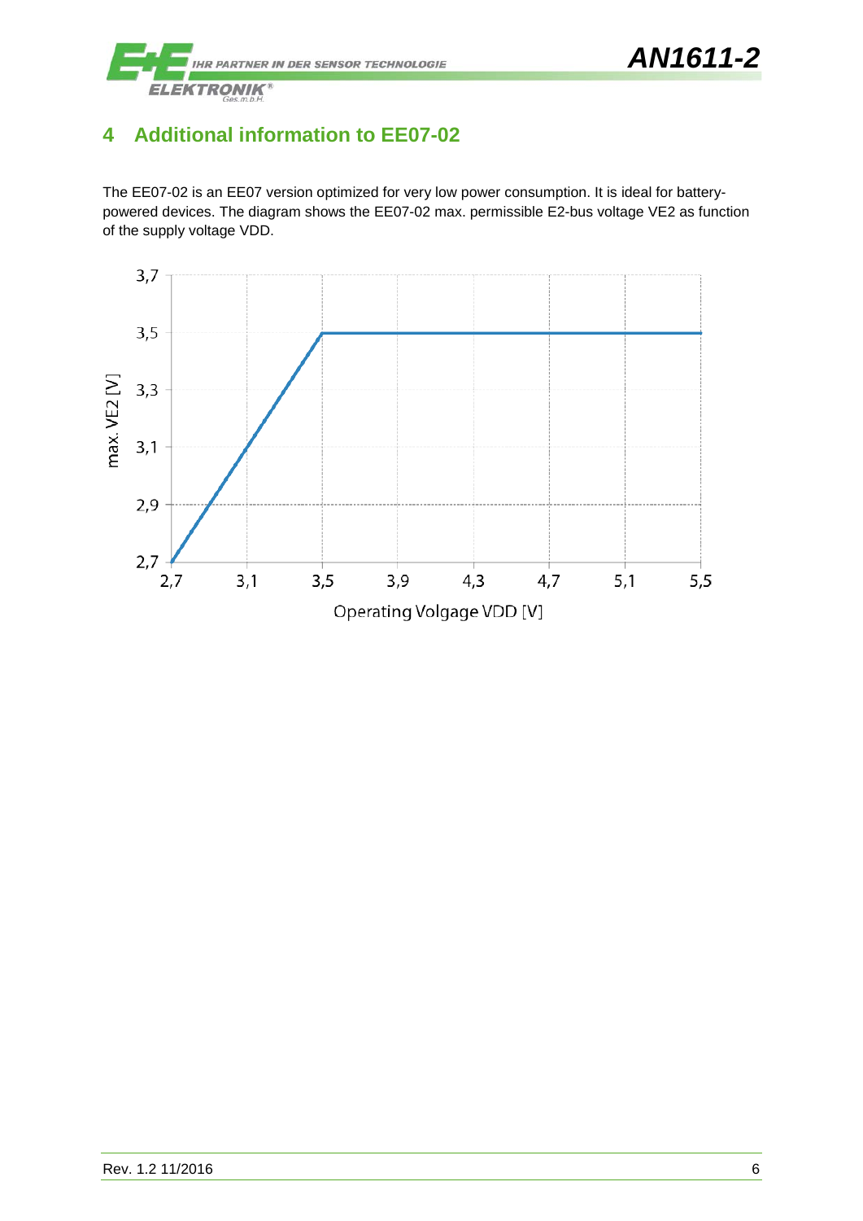## 4 Additional information to EE07-02

The EE07-02 is an EE07 version optimized for very low power consumption. It is ideal for battery-powered devices. The diagram shows the EE07-02 max. permissible E2-bus voltage VE2 as function of the supply voltage VDD.

max. VE2 [V]

3,7
3,5
3,3
3,1
2,9
2,7

2,7 3,1 3,5 3,9 4,3 4,7 5,1 5,5

Operating Volgage VDD [V]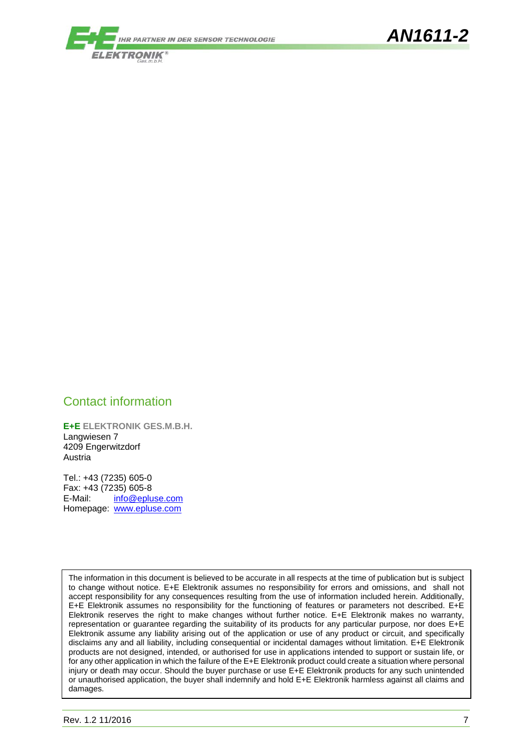## Contact information

**E+E ELEKTRONIK GES.M.B.H.**
Langwiesen 7
4209 Engerwitzdorf
Austria

Tel.: +43 (7235) 605-0
Fax: +43 (7235) 605-8
E-Mail: info@epluse.com
Homepage: www.epluse.com

The information in this document is believed to be accurate in all respects at the time of publication but is subject to change without notice. E+E Elektronik assumes no responsibility for errors and omissions, and shall not accept responsibility for any consequences resulting from the use of information included herein. Additionally, E+E Elektronik assumes no responsibility for the functioning of features or parameters not described. E+E Elektronik reserves the right to make changes without further notice. E+E Elektronik makes no warranty, representation or guarantee regarding the suitability of its products for any particular purpose, nor does E+E Elektronik assume any liability arising out of the application or use of any product or circuit, and specifically disclaims any and all liability, including consequential or incidental damages without limitation. E+E Elektronik products are not designed, intended, or authorised for use in applications intended to support or sustain life, or for any other application in which the failure of the E+E Elektronik product could create a situation where personal injury or death may occur. Should the buyer purchase or use E+E Elektronik products for any such unintended or unauthorised application, the buyer shall indemnify and hold E+E Elektronik harmless against all claims and damages.

Rev. 1.2 11/2016